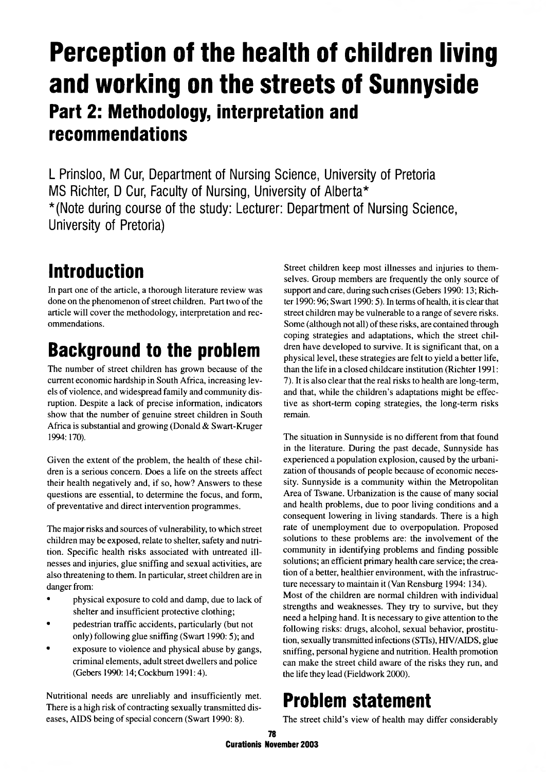# Perception of the health of children living and working on the streets of Sunnyside

## Part 2: Methodology, interpretation and recommendations

L Prinsloo, M Cur, Department of Nursing Science, University of Pretoria
MS Richter, D Cur, Faculty of Nursing, University of Alberta*
*(Note during course of the study: Lecturer: Department of Nursing Science, University of Pretoria)

## Introduction

In part one of the article, a thorough literature review was done on the phenomenon of street children. Part two of the article will cover the methodology, interpretation and recommendations.

## Background to the problem

The number of street children has grown because of the current economic hardship in South Africa, increasing levels of violence, and widespread family and community disruption. Despite a lack of precise information, indicators show that the number of genuine street children in South Africa is substantial and growing (Donald & Swart-Kruger 1994: 170).

Given the extent of the problem, the health of these children is a serious concern. Does a life on the streets affect their health negatively and, if so, how? Answers to these questions are essential, to determine the focus, and form, of preventative and direct intervention programmes.

The major risks and sources of vulnerability, to which street children may be exposed, relate to shelter, safety and nutrition. Specific health risks associated with untreated illnesses and injuries, glue sniffing and sexual activities, are also threatening to them. In particular, street children are in danger from:

- physical exposure to cold and damp, due to lack of shelter and insufficient protective clothing;
- pedestrian traffic accidents, particularly (but not only) following glue sniffing (Swart 1990: 5); and
- exposure to violence and physical abuse by gangs, criminal elements, adult street dwellers and police (Gebers 1990: 14; Cockburn 1991: 4).

Nutritional needs are unreliably and insufficiently met. There is a high risk of contracting sexually transmitted diseases, AIDS being of special concern (Swart 1990: 8).

Street children keep most illnesses and injuries to themselves. Group members are frequently the only source of support and care, during such crises (Gebers 1990: 13; Richter 1990: 96; Swart 1990: 5). In terms of health, it is clear that street children may be vulnerable to a range of severe risks. Some (although not all) of these risks, are contained through coping strategies and adaptations, which the street children have developed to survive. It is significant that, on a physical level, these strategies are felt to yield a better life, than the life in a closed childcare institution (Richter 1991: 7). It is also clear that the real risks to health are long-term, and that, while the children's adaptations might be effective as short-term coping strategies, the long-term risks remain.

The situation in Sunnyside is no different from that found in the literature. During the past decade, Sunnyside has experienced a population explosion, caused by the urbanization of thousands of people because of economic necessity. Sunnyside is a community within the Metropolitan Area of Tswane. Urbanization is the cause of many social and health problems, due to poor living conditions and a consequent lowering in living standards. There is a high rate of unemployment due to overpopulation. Proposed solutions to these problems are: the involvement of the community in identifying problems and finding possible solutions; an efficient primary health care service; the creation of a better, healthier environment, with the infrastructure necessary to maintain it (Van Rensburg 1994: 134).
Most of the children are normal children with individual strengths and weaknesses. They try to survive, but they need a helping hand. It is necessary to give attention to the following risks: drugs, alcohol, sexual behavior, prostitution, sexually transmitted infections (STIs), HIV/AIDS, glue sniffing, personal hygiene and nutrition. Health promotion can make the street child aware of the risks they run, and the life they lead (Fieldwork 2000).

## Problem statement

The street child's view of health may differ considerably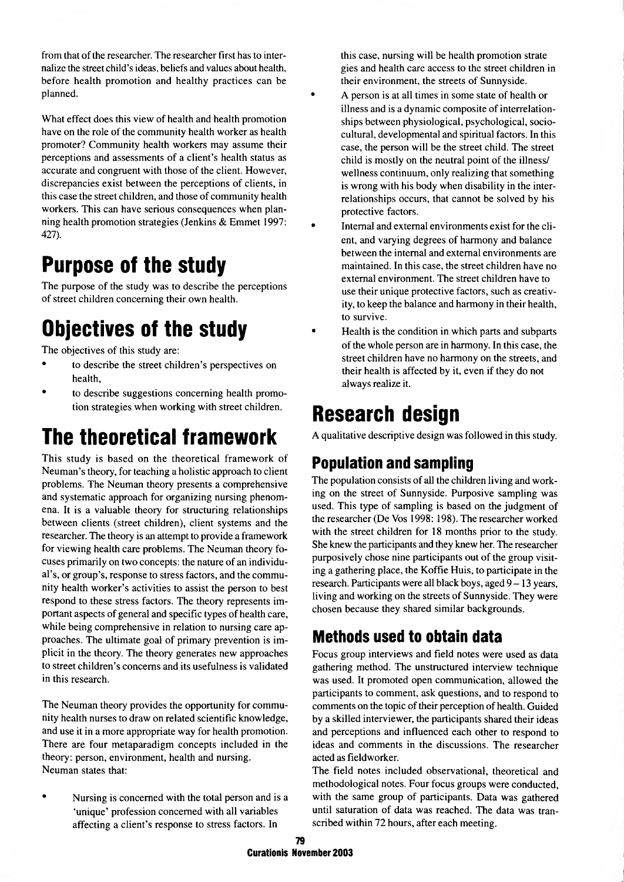from that of the researcher. The researcher first has to internalize the street child's ideas, beliefs and values about health, before health promotion and healthy practices can be planned.

What effect does this view of health and health promotion have on the role of the community health worker as health promoter? Community health workers may assume their perceptions and assessments of a client's health status as accurate and congruent with those of the client. However, discrepancies exist between the perceptions of clients, in this case the street children, and those of community health workers. This can have serious consequences when planning health promotion strategies (Jenkins & Emmet 1997: 427).

# Purpose of the study

The purpose of the study was to describe the perceptions of street children concerning their own health.

# Objectives of the study

The objectives of this study are:

- to describe the street children's perspectives on health,
- to describe suggestions concerning health promotion strategies when working with street children.

# The theoretical framework

This study is based on the theoretical framework of Neuman's theory, for teaching a holistic approach to client problems. The Neuman theory presents a comprehensive and systematic approach for organizing nursing phenomena. It is a valuable theory for structuring relationships between clients (street children), client systems and the researcher. The theory is an attempt to provide a framework for viewing health care problems. The Neuman theory focuses primarily on two concepts: the nature of an individual's, or group's, response to stress factors, and the community health worker's activities to assist the person to best respond to these stress factors. The theory represents important aspects of general and specific types of health care, while being comprehensive in relation to nursing care approaches. The ultimate goal of primary prevention is implicit in the theory. The theory generates new approaches to street children's concerns and its usefulness is validated in this research.

The Neuman theory provides the opportunity for community health nurses to draw on related scientific knowledge, and use it in a more appropriate way for health promotion. There are four metaparadigm concepts included in the theory: person, environment, health and nursing.
Neuman states that:

- Nursing is concerned with the total person and is a 'unique' profession concerned with all variables affecting a client's response to stress factors. In this case, nursing will be health promotion strategies and health care access to the street children in their environment, the streets of Sunnyside.
- A person is at all times in some state of health or illness and is a dynamic composite of interrelationships between physiological, psychological, sociocultural, developmental and spiritual factors. In this case, the person will be the street child. The street child is mostly on the neutral point of the illness/ wellness continuum, only realizing that something is wrong with his body when disability in the interrelationships occurs, that cannot be solved by his protective factors.
- Internal and external environments exist for the client, and varying degrees of harmony and balance between the internal and external environments are maintained. In this case, the street children have no external environment. The street children have to use their unique protective factors, such as creativity, to keep the balance and harmony in their health, to survive.
- Health is the condition in which parts and subparts of the whole person are in harmony. In this case, the street children have no harmony on the streets, and their health is affected by it, even if they do not always realize it.

# Research design

A qualitative descriptive design was followed in this study.

## Population and sampling

The population consists of all the children living and working on the street of Sunnyside. Purposive sampling was used. This type of sampling is based on the judgment of the researcher (De Vos 1998: 198). The researcher worked with the street children for 18 months prior to the study. She knew the participants and they knew her. The researcher purposively chose nine participants out of the group visiting a gathering place, the Koffie Huis, to participate in the research. Participants were all black boys, aged 9 – 13 years, living and working on the streets of Sunnyside. They were chosen because they shared similar backgrounds.

## Methods used to obtain data

Focus group interviews and field notes were used as data gathering method. The unstructured interview technique was used. It promoted open communication, allowed the participants to comment, ask questions, and to respond to comments on the topic of their perception of health. Guided by a skilled interviewer, the participants shared their ideas and perceptions and influenced each other to respond to ideas and comments in the discussions. The researcher acted as fieldworker.
The field notes included observational, theoretical and methodological notes. Four focus groups were conducted, with the same group of participants. Data was gathered until saturation of data was reached. The data was transcribed within 72 hours, after each meeting.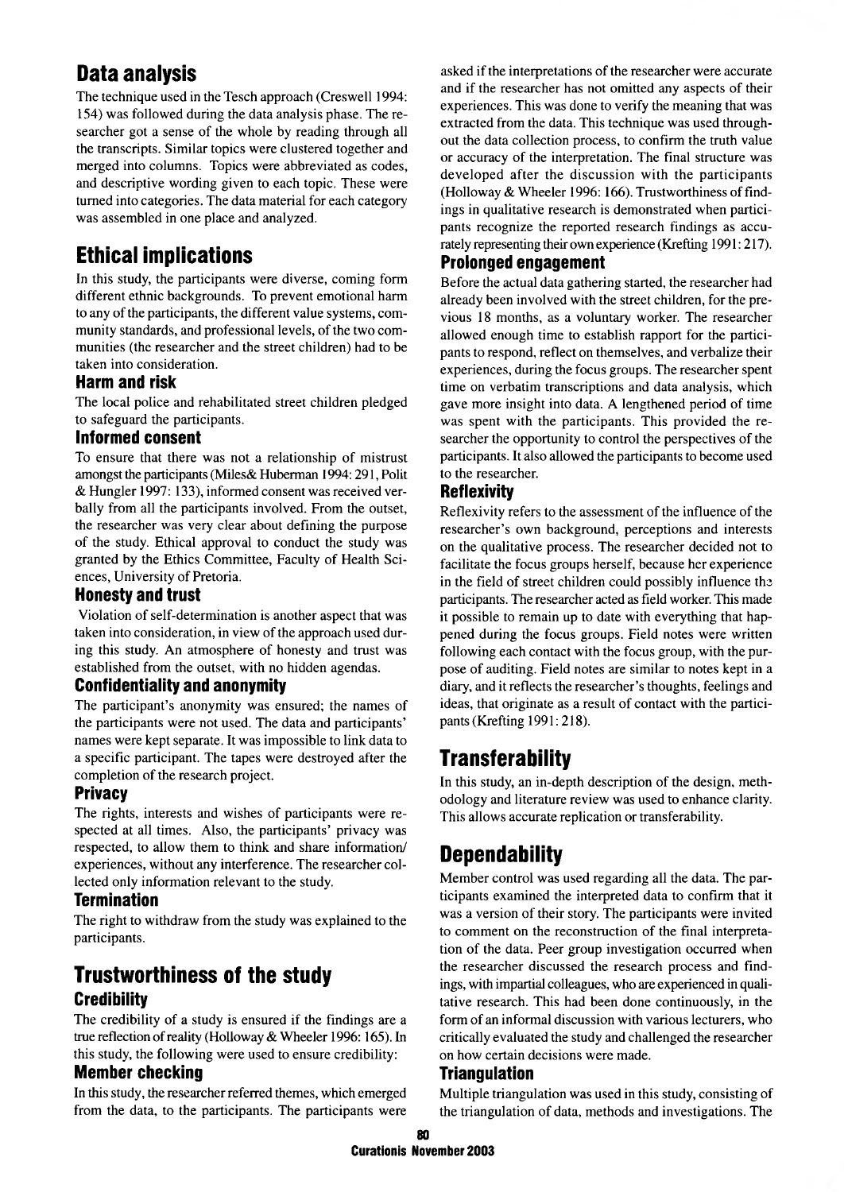## Data analysis

The technique used in the Tesch approach (Creswell 1994: 154) was followed during the data analysis phase. The researcher got a sense of the whole by reading through all the transcripts. Similar topics were clustered together and merged into columns. Topics were abbreviated as codes, and descriptive wording given to each topic. These were turned into categories. The data material for each category was assembled in one place and analyzed.

## Ethical implications

In this study, the participants were diverse, coming form different ethnic backgrounds. To prevent emotional harm to any of the participants, the different value systems, community standards, and professional levels, of the two communities (the researcher and the street children) had to be taken into consideration.

### Harm and risk

The local police and rehabilitated street children pledged to safeguard the participants.

### Informed consent

To ensure that there was not a relationship of mistrust amongst the participants (Miles& Huberman 1994: 291, Polit & Hungler 1997: 133), informed consent was received verbally from all the participants involved. From the outset, the researcher was very clear about defining the purpose of the study. Ethical approval to conduct the study was granted by the Ethics Committee, Faculty of Health Sciences, University of Pretoria.

### Honesty and trust

Violation of self-determination is another aspect that was taken into consideration, in view of the approach used during this study. An atmosphere of honesty and trust was established from the outset, with no hidden agendas.

### Confidentiality and anonymity

The participant's anonymity was ensured; the names of the participants were not used. The data and participants' names were kept separate. It was impossible to link data to a specific participant. The tapes were destroyed after the completion of the research project.

### Privacy

The rights, interests and wishes of participants were respected at all times. Also, the participants' privacy was respected, to allow them to think and share information/ experiences, without any interference. The researcher collected only information relevant to the study.

### Termination

The right to withdraw from the study was explained to the participants.

## Trustworthiness of the study

### Credibility

The credibility of a study is ensured if the findings are a true reflection of reality (Holloway & Wheeler 1996: 165). In this study, the following were used to ensure credibility:

### Member checking

In this study, the researcher referred themes, which emerged from the data, to the participants. The participants were asked if the interpretations of the researcher were accurate and if the researcher has not omitted any aspects of their experiences. This was done to verify the meaning that was extracted from the data. This technique was used throughout the data collection process, to confirm the truth value or accuracy of the interpretation. The final structure was developed after the discussion with the participants (Holloway & Wheeler 1996: 166). Trustworthiness of findings in qualitative research is demonstrated when participants recognize the reported research findings as accurately representing their own experience (Krefting 1991: 217).

### Prolonged engagement

Before the actual data gathering started, the researcher had already been involved with the street children, for the previous 18 months, as a voluntary worker. The researcher allowed enough time to establish rapport for the participants to respond, reflect on themselves, and verbalize their experiences, during the focus groups. The researcher spent time on verbatim transcriptions and data analysis, which gave more insight into data. A lengthened period of time was spent with the participants. This provided the researcher the opportunity to control the perspectives of the participants. It also allowed the participants to become used to the researcher.

### Reflexivity

Reflexivity refers to the assessment of the influence of the researcher's own background, perceptions and interests on the qualitative process. The researcher decided not to facilitate the focus groups herself, because her experience in the field of street children could possibly influence the participants. The researcher acted as field worker. This made it possible to remain up to date with everything that happened during the focus groups. Field notes were written following each contact with the focus group, with the purpose of auditing. Field notes are similar to notes kept in a diary, and it reflects the researcher's thoughts, feelings and ideas, that originate as a result of contact with the participants (Krefting 1991: 218).

## Transferability

In this study, an in-depth description of the design, methodology and literature review was used to enhance clarity. This allows accurate replication or transferability.

## Dependability

Member control was used regarding all the data. The participants examined the interpreted data to confirm that it was a version of their story. The participants were invited to comment on the reconstruction of the final interpretation of the data. Peer group investigation occurred when the researcher discussed the research process and findings, with impartial colleagues, who are experienced in qualitative research. This had been done continuously, in the form of an informal discussion with various lecturers, who critically evaluated the study and challenged the researcher on how certain decisions were made.

### Triangulation

Multiple triangulation was used in this study, consisting of the triangulation of data, methods and investigations. The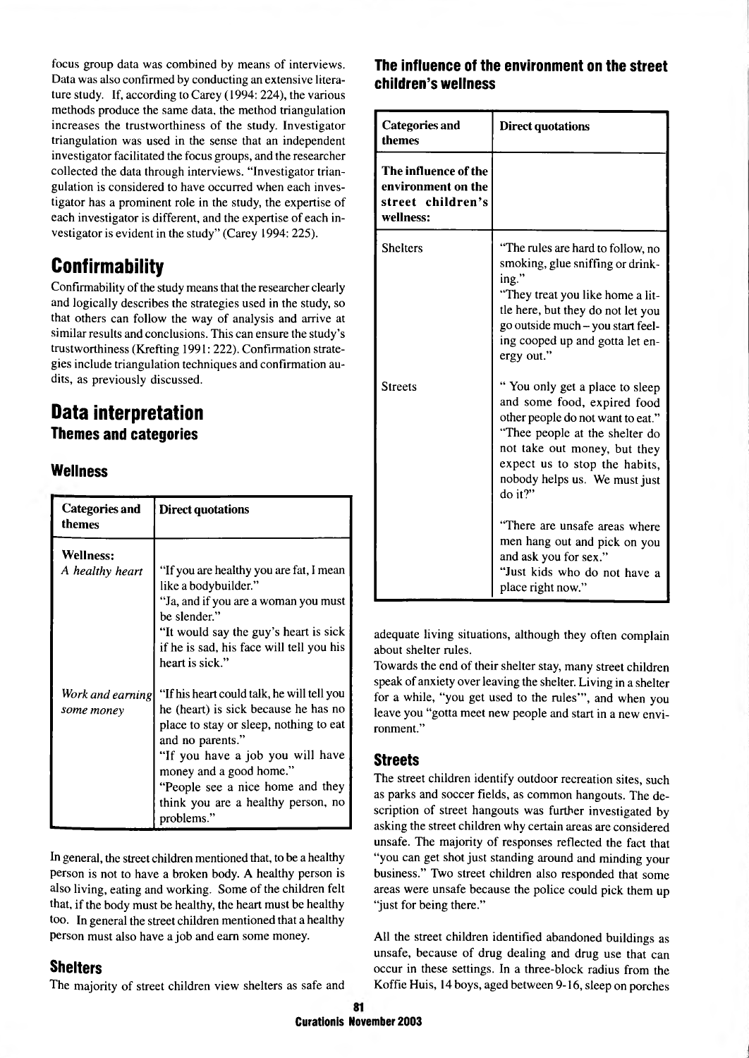focus group data was combined by means of interviews. Data was also confirmed by conducting an extensive literature study. If, according to Carey (1994: 224), the various methods produce the same data, the method triangulation increases the trustworthiness of the study. Investigator triangulation was used in the sense that an independent investigator facilitated the focus groups, and the researcher collected the data through interviews. "Investigator triangulation is considered to have occurred when each investigator has a prominent role in the study, the expertise of each investigator is different, and the expertise of each investigator is evident in the study" (Carey 1994: 225).

## Confirmability

Confirmability of the study means that the researcher clearly and logically describes the strategies used in the study, so that others can follow the way of analysis and arrive at similar results and conclusions. This can ensure the study's trustworthiness (Krefting 1991: 222). Confirmation strategies include triangulation techniques and confirmation audits, as previously discussed.

## Data interpretation

### Themes and categories

### Wellness

| Categories and themes | Direct quotations |
|---|---|
| **Wellness:** | |
| *A healthy heart* | "If you are healthy you are fat, I mean like a bodybuilder."<br>"Ja, and if you are a woman you must be slender."<br>"It would say the guy's heart is sick if he is sad, his face will tell you his heart is sick." |
| *Work and earning some money* | "If his heart could talk, he will tell you he (heart) is sick because he has no place to stay or sleep, nothing to eat and no parents."<br>"If you have a job you will have money and a good home."<br>"People see a nice home and they think you are a healthy person, no problems." |

In general, the street children mentioned that, to be a healthy person is not to have a broken body. A healthy person is also living, eating and working. Some of the children felt that, if the body must be healthy, the heart must be healthy too. In general the street children mentioned that a healthy person must also have a job and earn some money.

### Shelters

The majority of street children view shelters as safe and adequate living situations, although they often complain about shelter rules.

Towards the end of their shelter stay, many street children speak of anxiety over leaving the shelter. Living in a shelter for a while, "you get used to the rules'", and when you leave you "gotta meet new people and start in a new environment."

### The influence of the environment on the street children's wellness

| Categories and themes | Direct quotations |
|---|---|
| **The influence of the environment on the street children's wellness:** | |
| Shelters | "The rules are hard to follow, no smoking, glue sniffing or drinking."<br>"They treat you like home a little here, but they do not let you go outside much – you start feeling cooped up and gotta let energy out." |
| Streets | " You only get a place to sleep and some food, expired food other people do not want to eat."<br>"Thee people at the shelter do not take out money, but they expect us to stop the habits, nobody helps us. We must just do it?"<br><br>"There are unsafe areas where men hang out and pick on you and ask you for sex."<br>"Just kids who do not have a place right now." |

### Streets

The street children identify outdoor recreation sites, such as parks and soccer fields, as common hangouts. The description of street hangouts was further investigated by asking the street children why certain areas are considered unsafe. The majority of responses reflected the fact that "you can get shot just standing around and minding your business." Two street children also responded that some areas were unsafe because the police could pick them up "just for being there."

All the street children identified abandoned buildings as unsafe, because of drug dealing and drug use that can occur in these settings. In a three-block radius from the Koffie Huis, 14 boys, aged between 9-16, sleep on porches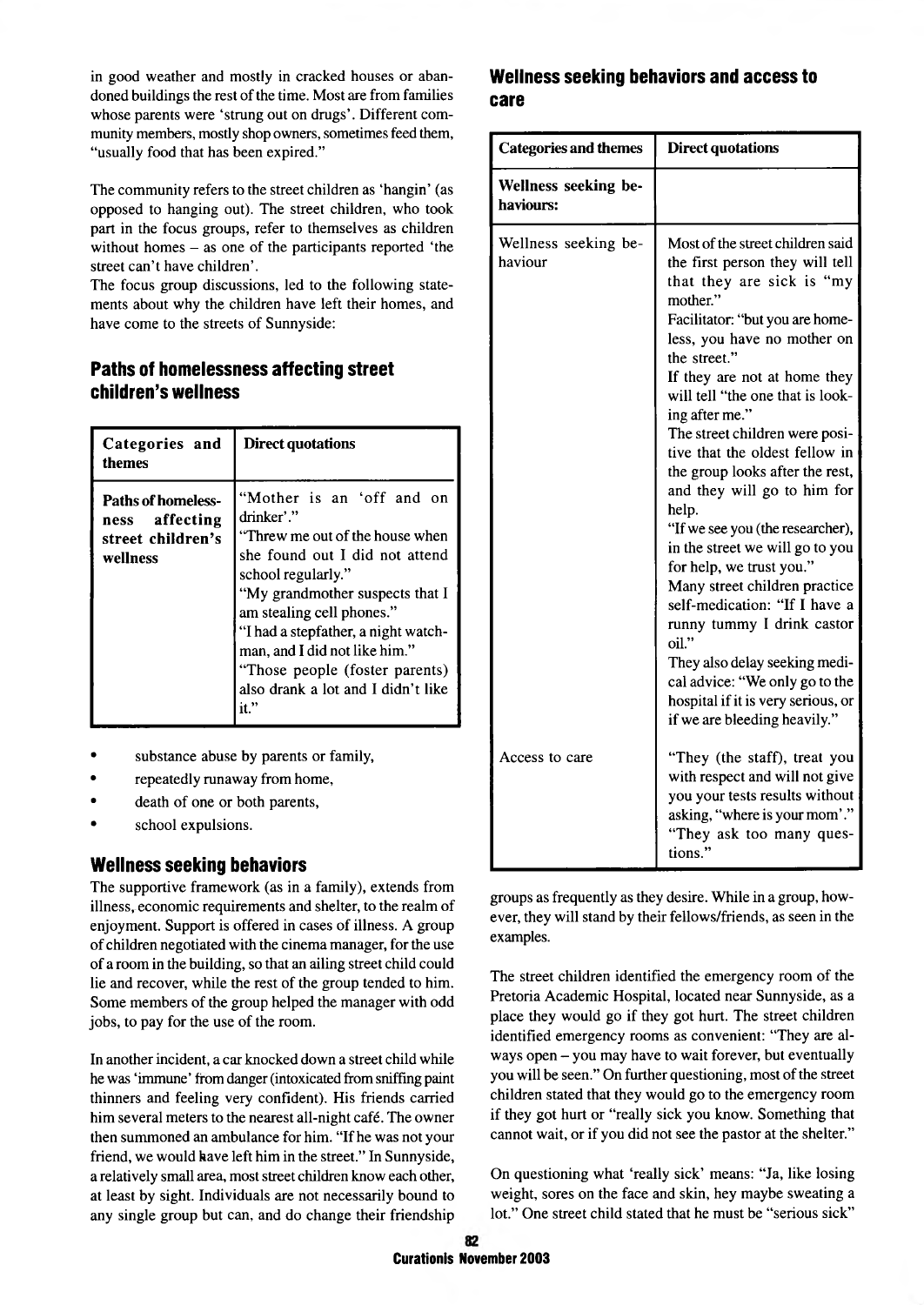in good weather and mostly in cracked houses or abandoned buildings the rest of the time. Most are from families whose parents were 'strung out on drugs'. Different community members, mostly shop owners, sometimes feed them, "usually food that has been expired."

The community refers to the street children as 'hangin' (as opposed to hanging out). The street children, who took part in the focus groups, refer to themselves as children without homes – as one of the participants reported 'the street can't have children'.

The focus group discussions, led to the following statements about why the children have left their homes, and have come to the streets of Sunnyside:

## Paths of homelessness affecting street children's wellness

| Categories and themes | Direct quotations |
|---|---|
| **Paths of homelessness affecting street children's wellness** | "Mother is an 'off and on drinker'." "Threw me out of the house when she found out I did not attend school regularly." "My grandmother suspects that I am stealing cell phones." "I had a stepfather, a night watchman, and I did not like him." "Those people (foster parents) also drank a lot and I didn't like it." |

- substance abuse by parents or family,
- repeatedly runaway from home,
- death of one or both parents,
- school expulsions.

## Wellness seeking behaviors

The supportive framework (as in a family), extends from illness, economic requirements and shelter, to the realm of enjoyment. Support is offered in cases of illness. A group of children negotiated with the cinema manager, for the use of a room in the building, so that an ailing street child could lie and recover, while the rest of the group tended to him. Some members of the group helped the manager with odd jobs, to pay for the use of the room.

In another incident, a car knocked down a street child while he was 'immune' from danger (intoxicated from sniffing paint thinners and feeling very confident). His friends carried him several meters to the nearest all-night café. The owner then summoned an ambulance for him. "If he was not your friend, we would have left him in the street." In Sunnyside, a relatively small area, most street children know each other, at least by sight. Individuals are not necessarily bound to any single group but can, and do change their friendship groups as frequently as they desire. While in a group, however, they will stand by their fellows/friends, as seen in the examples.

## Wellness seeking behaviors and access to care

| Categories and themes | Direct quotations |
|---|---|
| **Wellness seeking behaviours:** | |
| Wellness seeking behaviour | Most of the street children said the first person they will tell that they are sick is "my mother." Facilitator: "but you are homeless, you have no mother on the street." If they are not at home they will tell "the one that is looking after me." The street children were positive that the oldest fellow in the group looks after the rest, and they will go to him for help. "If we see you (the researcher), in the street we will go to you for help, we trust you." Many street children practice self-medication: "If I have a runny tummy I drink castor oil." They also delay seeking medical advice: "We only go to the hospital if it is very serious, or if we are bleeding heavily." |
| Access to care | "They (the staff), treat you with respect and will not give you your tests results without asking, "where is your mom'." "They ask too many questions." |

The street children identified the emergency room of the Pretoria Academic Hospital, located near Sunnyside, as a place they would go if they got hurt. The street children identified emergency rooms as convenient: "They are always open – you may have to wait forever, but eventually you will be seen." On further questioning, most of the street children stated that they would go to the emergency room if they got hurt or "really sick you know. Something that cannot wait, or if you did not see the pastor at the shelter."

On questioning what 'really sick' means: "Ja, like losing weight, sores on the face and skin, hey maybe sweating a lot." One street child stated that he must be "serious sick"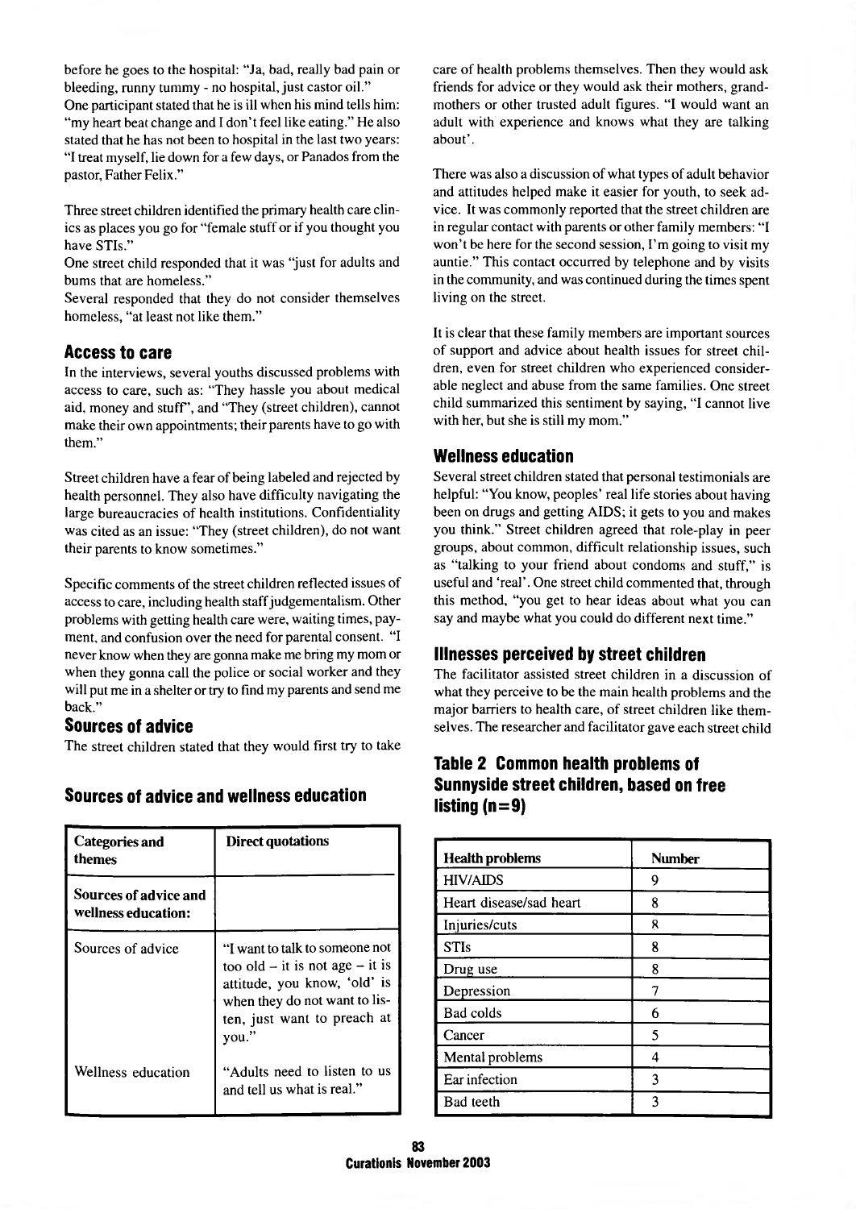before he goes to the hospital: "Ja, bad, really bad pain or bleeding, runny tummy - no hospital, just castor oil."
One participant stated that he is ill when his mind tells him: "my heart beat change and I don't feel like eating." He also stated that he has not been to hospital in the last two years: "I treat myself, lie down for a few days, or Panados from the pastor, Father Felix."

Three street children identified the primary health care clinics as places you go for "female stuff or if you thought you have STIs."
One street child responded that it was "just for adults and bums that are homeless."
Several responded that they do not consider themselves homeless, "at least not like them."

## Access to care

In the interviews, several youths discussed problems with access to care, such as: "They hassle you about medical aid, money and stuff", and "They (street children), cannot make their own appointments; their parents have to go with them."

Street children have a fear of being labeled and rejected by health personnel. They also have difficulty navigating the large bureaucracies of health institutions. Confidentiality was cited as an issue: "They (street children), do not want their parents to know sometimes."

Specific comments of the street children reflected issues of access to care, including health staff judgementalism. Other problems with getting health care were, waiting times, payment, and confusion over the need for parental consent. "I never know when they are gonna make me bring my mom or when they gonna call the police or social worker and they will put me in a shelter or try to find my parents and send me back."

## Sources of advice

The street children stated that they would first try to take care of health problems themselves. Then they would ask friends for advice or they would ask their mothers, grandmothers or other trusted adult figures. "I would want an adult with experience and knows what they are talking about'.

There was also a discussion of what types of adult behavior and attitudes helped make it easier for youth, to seek advice. It was commonly reported that the street children are in regular contact with parents or other family members: "I won't be here for the second session, I'm going to visit my auntie." This contact occurred by telephone and by visits in the community, and was continued during the times spent living on the street.

It is clear that these family members are important sources of support and advice about health issues for street children, even for street children who experienced considerable neglect and abuse from the same families. One street child summarized this sentiment by saying, "I cannot live with her, but she is still my mom."

## Wellness education

Several street children stated that personal testimonials are helpful: "You know, peoples' real life stories about having been on drugs and getting AIDS; it gets to you and makes you think." Street children agreed that role-play in peer groups, about common, difficult relationship issues, such as "talking to your friend about condoms and stuff," is useful and 'real'. One street child commented that, through this method, "you get to hear ideas about what you can say and maybe what you could do different next time."

## Illnesses perceived by street children

The facilitator assisted street children in a discussion of what they perceive to be the main health problems and the major barriers to health care, of street children like themselves. The researcher and facilitator gave each street child

### Sources of advice and wellness education

| Categories and themes | Direct quotations |
|---|---|
| **Sources of advice and wellness education:** | |
| Sources of advice | "I want to talk to someone not too old – it is not age – it is attitude, you know, 'old' is when they do not want to listen, just want to preach at you." |
| Wellness education | "Adults need to listen to us and tell us what is real." |

### Table 2 Common health problems of Sunnyside street children, based on free listing (n=9)

| Health problems | Number |
|---|---|
| HIV/AIDS | 9 |
| Heart disease/sad heart | 8 |
| Injuries/cuts | 8 |
| STIs | 8 |
| Drug use | 8 |
| Depression | 7 |
| Bad colds | 6 |
| Cancer | 5 |
| Mental problems | 4 |
| Ear infection | 3 |
| Bad teeth | 3 |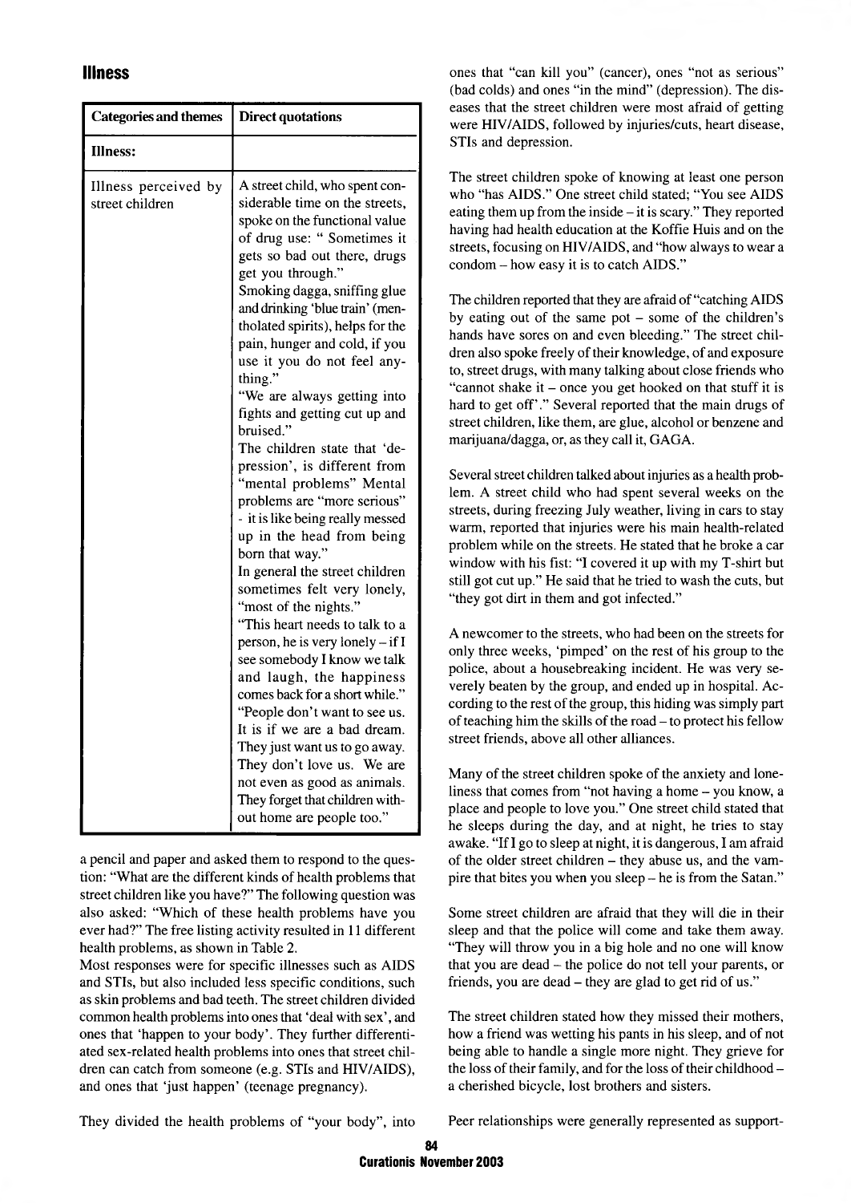## Illness

| Categories and themes | Direct quotations |
| --- | --- |
| **Illness:** | |
| Illness perceived by street children | A street child, who spent considerable time on the streets, spoke on the functional value of drug use: " Sometimes it gets so bad out there, drugs get you through." Smoking dagga, sniffing glue and drinking 'blue train' (mentholated spirits), helps for the pain, hunger and cold, if you use it you do not feel anything." "We are always getting into fights and getting cut up and bruised." The children state that 'depression', is different from "mental problems" Mental problems are "more serious" - it is like being really messed up in the head from being born that way." In general the street children sometimes felt very lonely, "most of the nights." "This heart needs to talk to a person, he is very lonely – if I see somebody I know we talk and laugh, the happiness comes back for a short while." "People don't want to see us. It is if we are a bad dream. They just want us to go away. They don't love us. We are not even as good as animals. They forget that children without home are people too." |

a pencil and paper and asked them to respond to the question: "What are the different kinds of health problems that street children like you have?" The following question was also asked: "Which of these health problems have you ever had?" The free listing activity resulted in 11 different health problems, as shown in Table 2.

Most responses were for specific illnesses such as AIDS and STIs, but also included less specific conditions, such as skin problems and bad teeth. The street children divided common health problems into ones that 'deal with sex', and ones that 'happen to your body'. They further differentiated sex-related health problems into ones that street children can catch from someone (e.g. STIs and HIV/AIDS), and ones that 'just happen' (teenage pregnancy).

They divided the health problems of "your body", into ones that "can kill you" (cancer), ones "not as serious" (bad colds) and ones "in the mind" (depression). The diseases that the street children were most afraid of getting were HIV/AIDS, followed by injuries/cuts, heart disease, STIs and depression.

The street children spoke of knowing at least one person who "has AIDS." One street child stated; "You see AIDS eating them up from the inside – it is scary." They reported having had health education at the Koffie Huis and on the streets, focusing on HIV/AIDS, and "how always to wear a condom – how easy it is to catch AIDS."

The children reported that they are afraid of "catching AIDS by eating out of the same pot – some of the children's hands have sores on and even bleeding." The street children also spoke freely of their knowledge, of and exposure to, street drugs, with many talking about close friends who "cannot shake it – once you get hooked on that stuff it is hard to get off'." Several reported that the main drugs of street children, like them, are glue, alcohol or benzene and marijuana/dagga, or, as they call it, GAGA.

Several street children talked about injuries as a health problem. A street child who had spent several weeks on the streets, during freezing July weather, living in cars to stay warm, reported that injuries were his main health-related problem while on the streets. He stated that he broke a car window with his fist: "I covered it up with my T-shirt but still got cut up." He said that he tried to wash the cuts, but "they got dirt in them and got infected."

A newcomer to the streets, who had been on the streets for only three weeks, 'pimped' on the rest of his group to the police, about a housebreaking incident. He was very severely beaten by the group, and ended up in hospital. According to the rest of the group, this hiding was simply part of teaching him the skills of the road – to protect his fellow street friends, above all other alliances.

Many of the street children spoke of the anxiety and loneliness that comes from "not having a home – you know, a place and people to love you." One street child stated that he sleeps during the day, and at night, he tries to stay awake. "If I go to sleep at night, it is dangerous, I am afraid of the older street children – they abuse us, and the vampire that bites you when you sleep – he is from the Satan."

Some street children are afraid that they will die in their sleep and that the police will come and take them away. "They will throw you in a big hole and no one will know that you are dead – the police do not tell your parents, or friends, you are dead – they are glad to get rid of us."

The street children stated how they missed their mothers, how a friend was wetting his pants in his sleep, and of not being able to handle a single more night. They grieve for the loss of their family, and for the loss of their childhood – a cherished bicycle, lost brothers and sisters.

Peer relationships were generally represented as support-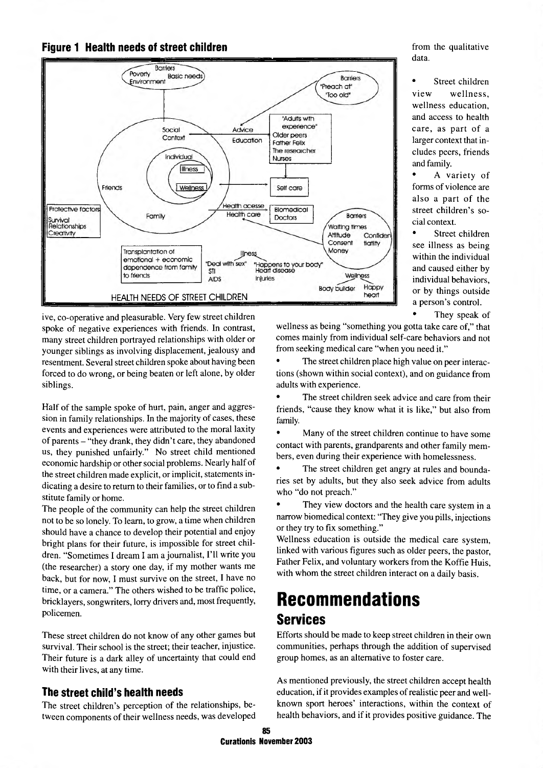**Figure 1 Health needs of street children**

ive, co-operative and pleasurable. Very few street children spoke of negative experiences with friends. In contrast, many street children portrayed relationships with older or younger siblings as involving displacement, jealousy and resentment. Several street children spoke about having been forced to do wrong, or being beaten or left alone, by older siblings.

Half of the sample spoke of hurt, pain, anger and aggression in family relationships. In the majority of cases, these events and experiences were attributed to the moral laxity of parents – "they drank, they didn't care, they abandoned us, they punished unfairly." No street child mentioned economic hardship or other social problems. Nearly half of the street children made explicit, or implicit, statements indicating a desire to return to their families, or to find a substitute family or home.

The people of the community can help the street children not to be so lonely. To learn, to grow, a time when children should have a chance to develop their potential and enjoy bright plans for their future, is impossible for street children. "Sometimes I dream I am a journalist, I'll write you (the researcher) a story one day, if my mother wants me back, but for now, I must survive on the street, I have no time, or a camera." The others wished to be traffic police, bricklayers, songwriters, lorry drivers and, most frequently, policemen.

These street children do not know of any other games but survival. Their school is the street; their teacher, injustice. Their future is a dark alley of uncertainty that could end with their lives, at any time.

### The street child's health needs

The street children's perception of the relationships, between components of their wellness needs, was developed from the qualitative data.

- Street children view wellness, wellness education, and access to health care, as part of a larger context that includes peers, friends and family.
- A variety of forms of violence are also a part of the street children's social context.
- Street children see illness as being within the individual and caused either by individual behaviors, or by things outside a person's control.
- They speak of wellness as being "something you gotta take care of," that comes mainly from individual self-care behaviors and not from seeking medical care "when you need it."
- The street children place high value on peer interactions (shown within social context), and on guidance from adults with experience.
- The street children seek advice and care from their friends, "cause they know what it is like," but also from family.
- Many of the street children continue to have some contact with parents, grandparents and other family members, even during their experience with homelessness.
- The street children get angry at rules and boundaries set by adults, but they also seek advice from adults who "do not preach."
- They view doctors and the health care system in a narrow biomedical context: "They give you pills, injections or they try to fix something."

Wellness education is outside the medical care system, linked with various figures such as older peers, the pastor, Father Felix, and voluntary workers from the Koffie Huis, with whom the street children interact on a daily basis.

# Recommendations

## Services

Efforts should be made to keep street children in their own communities, perhaps through the addition of supervised group homes, as an alternative to foster care.

As mentioned previously, the street children accept health education, if it provides examples of realistic peer and well-known sport heroes' interactions, within the context of health behaviors, and if it provides positive guidance. The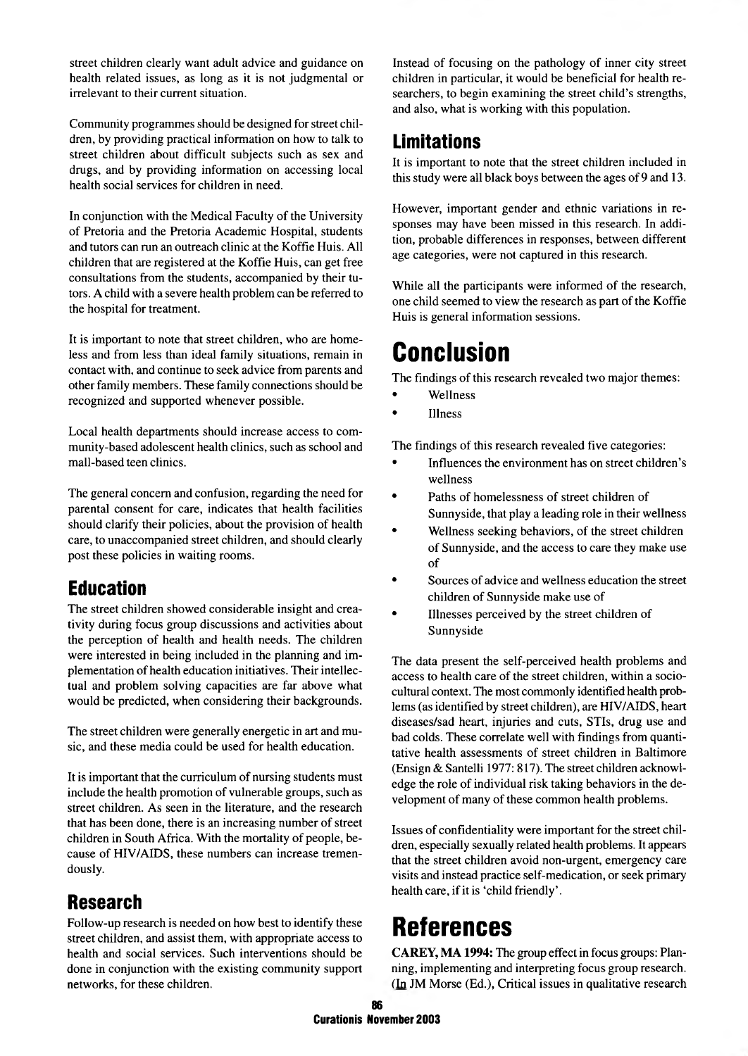street children clearly want adult advice and guidance on health related issues, as long as it is not judgmental or irrelevant to their current situation.

Community programmes should be designed for street children, by providing practical information on how to talk to street children about difficult subjects such as sex and drugs, and by providing information on accessing local health social services for children in need.

In conjunction with the Medical Faculty of the University of Pretoria and the Pretoria Academic Hospital, students and tutors can run an outreach clinic at the Koffie Huis. All children that are registered at the Koffie Huis, can get free consultations from the students, accompanied by their tutors. A child with a severe health problem can be referred to the hospital for treatment.

It is important to note that street children, who are homeless and from less than ideal family situations, remain in contact with, and continue to seek advice from parents and other family members. These family connections should be recognized and supported whenever possible.

Local health departments should increase access to community-based adolescent health clinics, such as school and mall-based teen clinics.

The general concern and confusion, regarding the need for parental consent for care, indicates that health facilities should clarify their policies, about the provision of health care, to unaccompanied street children, and should clearly post these policies in waiting rooms.

## Education

The street children showed considerable insight and creativity during focus group discussions and activities about the perception of health and health needs. The children were interested in being included in the planning and implementation of health education initiatives. Their intellectual and problem solving capacities are far above what would be predicted, when considering their backgrounds.

The street children were generally energetic in art and music, and these media could be used for health education.

It is important that the curriculum of nursing students must include the health promotion of vulnerable groups, such as street children. As seen in the literature, and the research that has been done, there is an increasing number of street children in South Africa. With the mortality of people, because of HIV/AIDS, these numbers can increase tremendously.

## Research

Follow-up research is needed on how best to identify these street children, and assist them, with appropriate access to health and social services. Such interventions should be done in conjunction with the existing community support networks, for these children.

Instead of focusing on the pathology of inner city street children in particular, it would be beneficial for health researchers, to begin examining the street child's strengths, and also, what is working with this population.

## Limitations

It is important to note that the street children included in this study were all black boys between the ages of 9 and 13.

However, important gender and ethnic variations in responses may have been missed in this research. In addition, probable differences in responses, between different age categories, were not captured in this research.

While all the participants were informed of the research, one child seemed to view the research as part of the Koffie Huis is general information sessions.

# Conclusion

The findings of this research revealed two major themes:

- Wellness
- Illness

The findings of this research revealed five categories:

- Influences the environment has on street children's wellness
- Paths of homelessness of street children of Sunnyside, that play a leading role in their wellness
- Wellness seeking behaviors, of the street children of Sunnyside, and the access to care they make use of
- Sources of advice and wellness education the street children of Sunnyside make use of
- Illnesses perceived by the street children of Sunnyside

The data present the self-perceived health problems and access to health care of the street children, within a sociocultural context. The most commonly identified health problems (as identified by street children), are HIV/AIDS, heart diseases/sad heart, injuries and cuts, STIs, drug use and bad colds. These correlate well with findings from quantitative health assessments of street children in Baltimore (Ensign & Santelli 1977: 817). The street children acknowledge the role of individual risk taking behaviors in the development of many of these common health problems.

Issues of confidentiality were important for the street children, especially sexually related health problems. It appears that the street children avoid non-urgent, emergency care visits and instead practice self-medication, or seek primary health care, if it is 'child friendly'.

# References

**CAREY, MA 1994:** The group effect in focus groups: Planning, implementing and interpreting focus group research. (In JM Morse (Ed.), Critical issues in qualitative research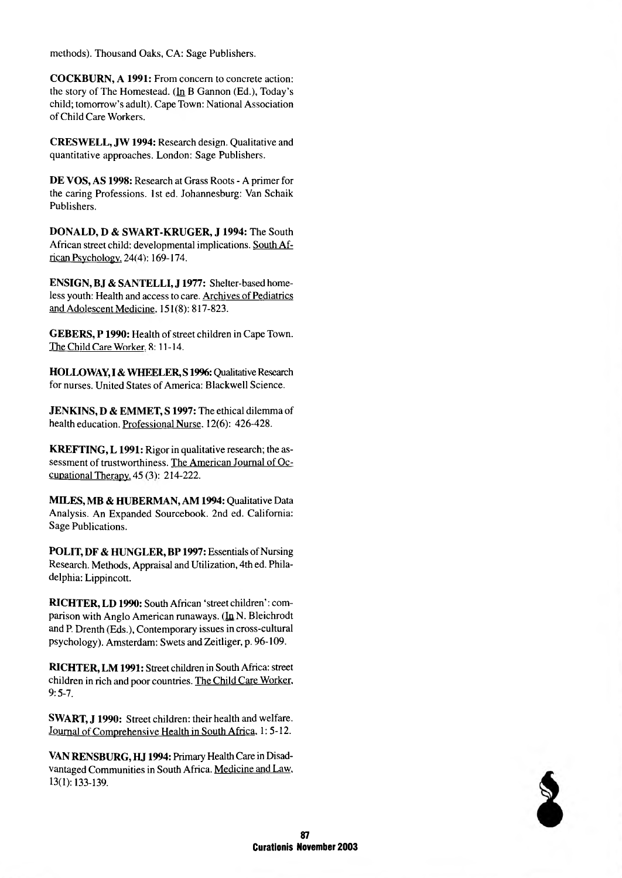methods). Thousand Oaks, CA: Sage Publishers.

**COCKBURN, A 1991:** From concern to concrete action: the story of The Homestead. (In B Gannon (Ed.), Today's child; tomorrow's adult). Cape Town: National Association of Child Care Workers.

**CRESWELL, JW 1994:** Research design. Qualitative and quantitative approaches. London: Sage Publishers.

**DE VOS, AS 1998:** Research at Grass Roots - A primer for the caring Professions. 1st ed. Johannesburg: Van Schaik Publishers.

**DONALD, D & SWART-KRUGER, J 1994:** The South African street child: developmental implications. South African Psychology. 24(4): 169-174.

**ENSIGN, BJ & SANTELLI, J 1977:** Shelter-based homeless youth: Health and access to care. Archives of Pediatrics and Adolescent Medicine. 151(8): 817-823.

**GEBERS, P 1990:** Health of street children in Cape Town. The Child Care Worker. 8: 11-14.

**HOLLOWAY, I & WHEELER, S 1996:** Qualitative Research for nurses. United States of America: Blackwell Science.

**JENKINS, D & EMMET, S 1997:** The ethical dilemma of health education. Professional Nurse. 12(6): 426-428.

**KREFTING, L 1991:** Rigor in qualitative research; the assessment of trustworthiness. The American Journal of Occupational Therapy. 45 (3): 214-222.

**MILES, MB & HUBERMAN, AM 1994:** Qualitative Data Analysis. An Expanded Sourcebook. 2nd ed. California: Sage Publications.

**POLIT, DF & HUNGLER, BP 1997:** Essentials of Nursing Research. Methods, Appraisal and Utilization, 4th ed. Philadelphia: Lippincott.

**RICHTER, LD 1990:** South African 'street children': comparison with Anglo American runaways. (In N. Bleichrodt and P. Drenth (Eds.), Contemporary issues in cross-cultural psychology). Amsterdam: Swets and Zeitliger, p. 96-109.

**RICHTER, LM 1991:** Street children in South Africa: street children in rich and poor countries. The Child Care Worker, 9: 5-7.

**SWART, J 1990:** Street children: their health and welfare. Journal of Comprehensive Health in South Africa, 1: 5-12.

**VAN RENSBURG, HJ 1994:** Primary Health Care in Disadvantaged Communities in South Africa. Medicine and Law, 13(1): 133-139.